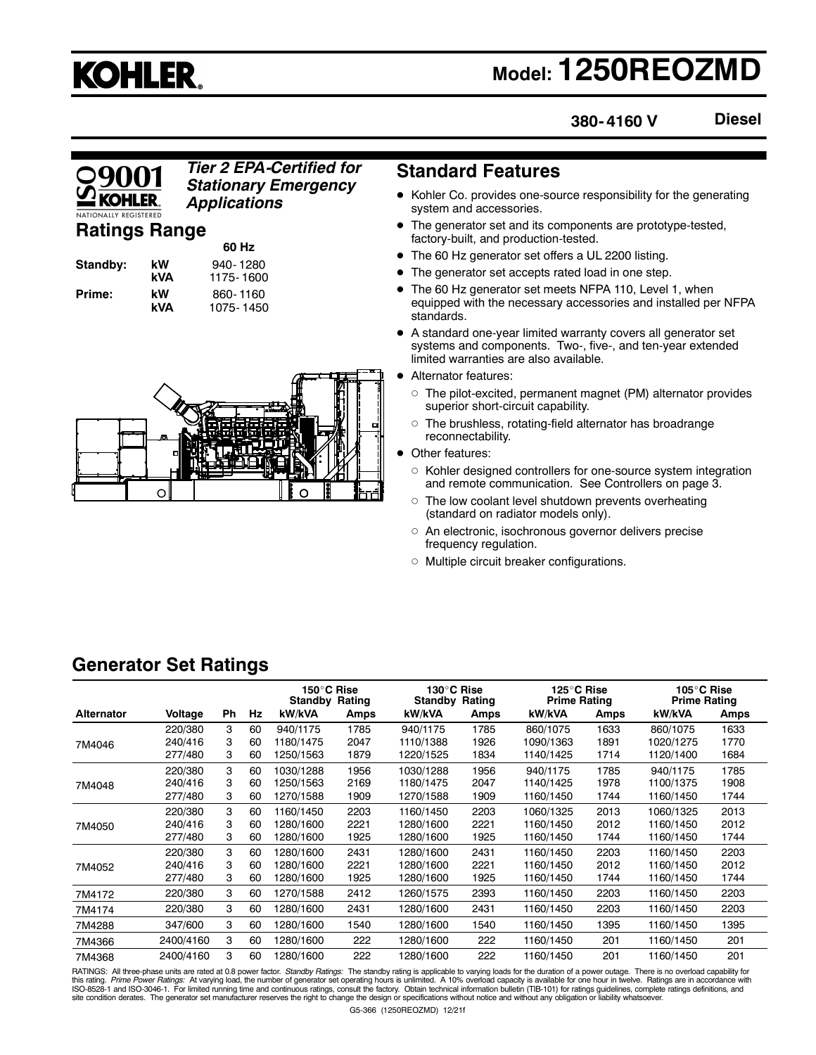# KOHLER.

# Model: 1250REOZMD

**380-4160 V** **Diesel**

*Tier 2 EPA-Certified for Stationary Emergency Applications*

## Ratings Range

| | | 60 Hz |
|---|---|---|
| **Standby:** | **kW** | 940-1280 |
| | **kVA** | 1175-1600 |
| **Prime:** | **kW** | 860-1160 |
| | **kVA** | 1075-1450 |

## Standard Features

- Kohler Co. provides one-source responsibility for the generating system and accessories.
- The generator set and its components are prototype-tested, factory-built, and production-tested.
- The 60 Hz generator set offers a UL 2200 listing.
- The generator set accepts rated load in one step.
- The 60 Hz generator set meets NFPA 110, Level 1, when equipped with the necessary accessories and installed per NFPA standards.
- A standard one-year limited warranty covers all generator set systems and components. Two-, five-, and ten-year extended limited warranties are also available.
- Alternator features:
  - The pilot-excited, permanent magnet (PM) alternator provides superior short-circuit capability.
  - The brushless, rotating-field alternator has broadrange reconnectability.
- Other features:
  - Kohler designed controllers for one-source system integration and remote communication. See Controllers on page 3.
  - The low coolant level shutdown prevents overheating (standard on radiator models only).
  - An electronic, isochronous governor delivers precise frequency regulation.
  - Multiple circuit breaker configurations.

## Generator Set Ratings

| | | | | 150°C Rise Standby Rating | | 130°C Rise Standby Rating | | 125°C Rise Prime Rating | | 105°C Rise Prime Rating | |
|---|---|---|---|---|---|---|---|---|---|---|---|
| **Alternator** | **Voltage** | **Ph** | **Hz** | **kW/kVA** | **Amps** | **kW/kVA** | **Amps** | **kW/kVA** | **Amps** | **kW/kVA** | **Amps** |
| 7M4046 | 220/380 | 3 | 60 | 940/1175 | 1785 | 940/1175 | 1785 | 860/1075 | 1633 | 860/1075 | 1633 |
| | 240/416 | 3 | 60 | 1180/1475 | 2047 | 1110/1388 | 1926 | 1090/1363 | 1891 | 1020/1275 | 1770 |
| | 277/480 | 3 | 60 | 1250/1563 | 1879 | 1220/1525 | 1834 | 1140/1425 | 1714 | 1120/1400 | 1684 |
| 7M4048 | 220/380 | 3 | 60 | 1030/1288 | 1956 | 1030/1288 | 1956 | 940/1175 | 1785 | 940/1175 | 1785 |
| | 240/416 | 3 | 60 | 1250/1563 | 2169 | 1180/1475 | 2047 | 1140/1425 | 1978 | 1100/1375 | 1908 |
| | 277/480 | 3 | 60 | 1270/1588 | 1909 | 1270/1588 | 1909 | 1160/1450 | 1744 | 1160/1450 | 1744 |
| 7M4050 | 220/380 | 3 | 60 | 1160/1450 | 2203 | 1160/1450 | 2203 | 1060/1325 | 2013 | 1060/1325 | 2013 |
| | 240/416 | 3 | 60 | 1280/1600 | 2221 | 1280/1600 | 2221 | 1160/1450 | 2012 | 1160/1450 | 2012 |
| | 277/480 | 3 | 60 | 1280/1600 | 1925 | 1280/1600 | 1925 | 1160/1450 | 1744 | 1160/1450 | 1744 |
| 7M4052 | 220/380 | 3 | 60 | 1280/1600 | 2431 | 1280/1600 | 2431 | 1160/1450 | 2203 | 1160/1450 | 2203 |
| | 240/416 | 3 | 60 | 1280/1600 | 2221 | 1280/1600 | 2221 | 1160/1450 | 2012 | 1160/1450 | 2012 |
| | 277/480 | 3 | 60 | 1280/1600 | 1925 | 1280/1600 | 1925 | 1160/1450 | 1744 | 1160/1450 | 1744 |
| 7M4172 | 220/380 | 3 | 60 | 1270/1588 | 2412 | 1260/1575 | 2393 | 1160/1450 | 2203 | 1160/1450 | 2203 |
| 7M4174 | 220/380 | 3 | 60 | 1280/1600 | 2431 | 1280/1600 | 2431 | 1160/1450 | 2203 | 1160/1450 | 2203 |
| 7M4288 | 347/600 | 3 | 60 | 1280/1600 | 1540 | 1280/1600 | 1540 | 1160/1450 | 1395 | 1160/1450 | 1395 |
| 7M4366 | 2400/4160 | 3 | 60 | 1280/1600 | 222 | 1280/1600 | 222 | 1160/1450 | 201 | 1160/1450 | 201 |
| 7M4368 | 2400/4160 | 3 | 60 | 1280/1600 | 222 | 1280/1600 | 222 | 1160/1450 | 201 | 1160/1450 | 201 |

RATINGS: All three-phase units are rated at 0.8 power factor. *Standby Ratings:* The standby rating is applicable to varying loads for the duration of a power outage. There is no overload capability for this rating. *Prime Power Ratings:* At varying load, the number of generator set operating hours is unlimited. A 10% overload capacity is available for one hour in twelve. Ratings are in accordance with ISO-8528-1 and ISO-3046-1. For limited running time and continuous ratings, consult the factory. Obtain technical information bulletin (TIB-101) for ratings guidelines, complete ratings definitions, and site condition derates. The generator set manufacturer reserves the right to change the design or specifications without notice and without any obligation or liability whatsoever.

G5-366 (1250REOZMD) 12/21f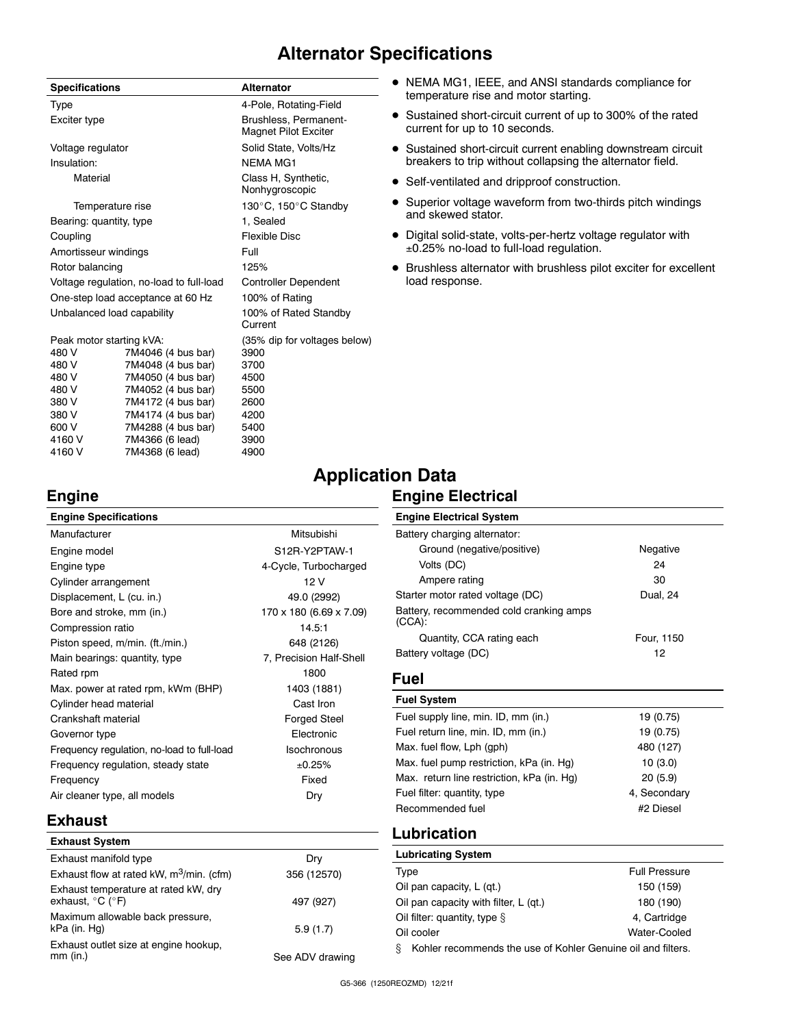# Alternator Specifications

| Specifications | | Alternator |
|---|---|---|
| Type | | 4-Pole, Rotating-Field |
| Exciter type | | Brushless, Permanent-Magnet Pilot Exciter |
| Voltage regulator | | Solid State, Volts/Hz |
| Insulation: | | NEMA MG1 |
| Material | | Class H, Synthetic, Nonhygroscopic |
| Temperature rise | | 130°C, 150°C Standby |
| Bearing: quantity, type | | 1, Sealed |
| Coupling | | Flexible Disc |
| Amortisseur windings | | Full |
| Rotor balancing | | 125% |
| Voltage regulation, no-load to full-load | | Controller Dependent |
| One-step load acceptance at 60 Hz | | 100% of Rating |
| Unbalanced load capability | | 100% of Rated Standby Current |
| Peak motor starting kVA: | | (35% dip for voltages below) |
| 480 V | 7M4046 (4 bus bar) | 3900 |
| 480 V | 7M4048 (4 bus bar) | 3700 |
| 480 V | 7M4050 (4 bus bar) | 4500 |
| 480 V | 7M4052 (4 bus bar) | 5500 |
| 380 V | 7M4172 (4 bus bar) | 2600 |
| 380 V | 7M4174 (4 bus bar) | 4200 |
| 600 V | 7M4288 (4 bus bar) | 5400 |
| 4160 V | 7M4366 (6 lead) | 3900 |
| 4160 V | 7M4368 (6 lead) | 4900 |

- NEMA MG1, IEEE, and ANSI standards compliance for temperature rise and motor starting.
- Sustained short-circuit current of up to 300% of the rated current for up to 10 seconds.
- Sustained short-circuit current enabling downstream circuit breakers to trip without collapsing the alternator field.
- Self-ventilated and dripproof construction.
- Superior voltage waveform from two-thirds pitch windings and skewed stator.
- Digital solid-state, volts-per-hertz voltage regulator with ±0.25% no-load to full-load regulation.
- Brushless alternator with brushless pilot exciter for excellent load response.

# Application Data

## Engine

| Engine Specifications | |
|---|---|
| Manufacturer | Mitsubishi |
| Engine model | S12R-Y2PTAW-1 |
| Engine type | 4-Cycle, Turbocharged |
| Cylinder arrangement | 12 V |
| Displacement, L (cu. in.) | 49.0 (2992) |
| Bore and stroke, mm (in.) | 170 x 180 (6.69 x 7.09) |
| Compression ratio | 14.5:1 |
| Piston speed, m/min. (ft./min.) | 648 (2126) |
| Main bearings: quantity, type | 7, Precision Half-Shell |
| Rated rpm | 1800 |
| Max. power at rated rpm, kWm (BHP) | 1403 (1881) |
| Cylinder head material | Cast Iron |
| Crankshaft material | Forged Steel |
| Governor type | Electronic |
| Frequency regulation, no-load to full-load | Isochronous |
| Frequency regulation, steady state | ±0.25% |
| Frequency | Fixed |
| Air cleaner type, all models | Dry |

## Exhaust

| Exhaust System | |
|---|---|
| Exhaust manifold type | Dry |
| Exhaust flow at rated kW, $m^3$/min. (cfm) | 356 (12570) |
| Exhaust temperature at rated kW, dry exhaust, °C (°F) | 497 (927) |
| Maximum allowable back pressure, kPa (in. Hg) | 5.9 (1.7) |
| Exhaust outlet size at engine hookup, mm (in.) | See ADV drawing |

## Engine Electrical

| Engine Electrical System | |
|---|---|
| Battery charging alternator: | |
| Ground (negative/positive) | Negative |
| Volts (DC) | 24 |
| Ampere rating | 30 |
| Starter motor rated voltage (DC) | Dual, 24 |
| Battery, recommended cold cranking amps (CCA): | |
| Quantity, CCA rating each | Four, 1150 |
| Battery voltage (DC) | 12 |

## Fuel

| Fuel System | |
|---|---|
| Fuel supply line, min. ID, mm (in.) | 19 (0.75) |
| Fuel return line, min. ID, mm (in.) | 19 (0.75) |
| Max. fuel flow, Lph (gph) | 480 (127) |
| Max. fuel pump restriction, kPa (in. Hg) | 10 (3.0) |
| Max. return line restriction, kPa (in. Hg) | 20 (5.9) |
| Fuel filter: quantity, type | 4, Secondary |
| Recommended fuel | #2 Diesel |

## Lubrication

| Lubricating System | |
|---|---|
| Type | Full Pressure |
| Oil pan capacity, L (qt.) | 150 (159) |
| Oil pan capacity with filter, L (qt.) | 180 (190) |
| Oil filter: quantity, type § | 4, Cartridge |
| Oil cooler | Water-Cooled |

§ Kohler recommends the use of Kohler Genuine oil and filters.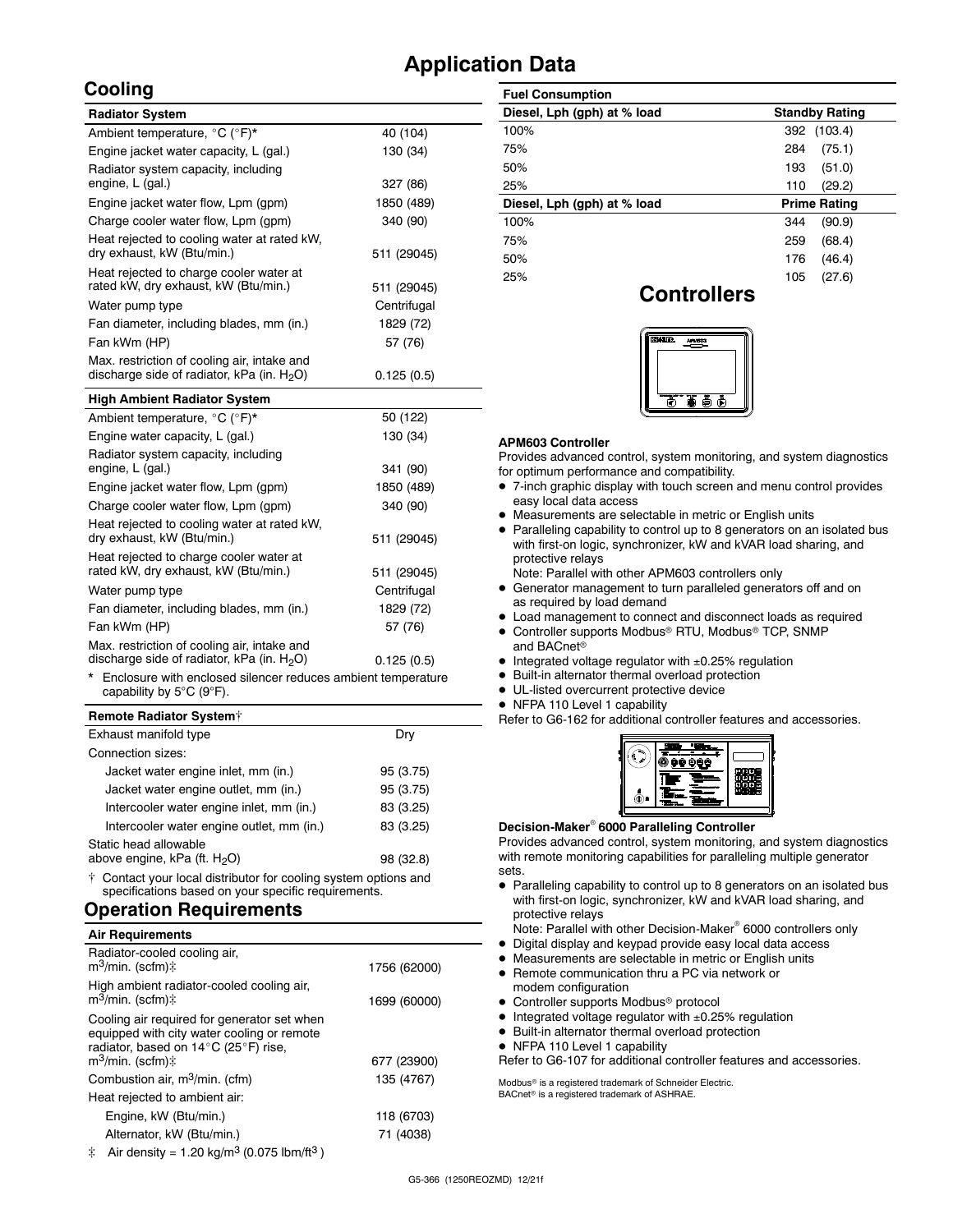# Application Data

## Cooling

| Radiator System | |
|---|---|
| Ambient temperature, °C (°F)* | 40 (104) |
| Engine jacket water capacity, L (gal.) | 130 (34) |
| Radiator system capacity, including engine, L (gal.) | 327 (86) |
| Engine jacket water flow, Lpm (gpm) | 1850 (489) |
| Charge cooler water flow, Lpm (gpm) | 340 (90) |
| Heat rejected to cooling water at rated kW, dry exhaust, kW (Btu/min.) | 511 (29045) |
| Heat rejected to charge cooler water at rated kW, dry exhaust, kW (Btu/min.) | 511 (29045) |
| Water pump type | Centrifugal |
| Fan diameter, including blades, mm (in.) | 1829 (72) |
| Fan kWm (HP) | 57 (76) |
| Max. restriction of cooling air, intake and discharge side of radiator, kPa (in. $H_2O$) | 0.125 (0.5) |

| High Ambient Radiator System | |
|---|---|
| Ambient temperature, °C (°F)* | 50 (122) |
| Engine water capacity, L (gal.) | 130 (34) |
| Radiator system capacity, including engine, L (gal.) | 341 (90) |
| Engine jacket water flow, Lpm (gpm) | 1850 (489) |
| Charge cooler water flow, Lpm (gpm) | 340 (90) |
| Heat rejected to cooling water at rated kW, dry exhaust, kW (Btu/min.) | 511 (29045) |
| Heat rejected to charge cooler water at rated kW, dry exhaust, kW (Btu/min.) | 511 (29045) |
| Water pump type | Centrifugal |
| Fan diameter, including blades, mm (in.) | 1829 (72) |
| Fan kWm (HP) | 57 (76) |
| Max. restriction of cooling air, intake and discharge side of radiator, kPa (in. $H_2O$) | 0.125 (0.5) |

\* Enclosure with enclosed silencer reduces ambient temperature capability by 5°C (9°F).

| Remote Radiator System† | |
|---|---|
| Exhaust manifold type | Dry |
| Connection sizes: | |
| Jacket water engine inlet, mm (in.) | 95 (3.75) |
| Jacket water engine outlet, mm (in.) | 95 (3.75) |
| Intercooler water engine inlet, mm (in.) | 83 (3.25) |
| Intercooler water engine outlet, mm (in.) | 83 (3.25) |
| Static head allowable above engine, kPa (ft. $H_2O$) | 98 (32.8) |

† Contact your local distributor for cooling system options and specifications based on your specific requirements.

## Operation Requirements

| Air Requirements | |
|---|---|
| Radiator-cooled cooling air, $m^3$/min. (scfm)‡ | 1756 (62000) |
| High ambient radiator-cooled cooling air, $m^3$/min. (scfm)‡ | 1699 (60000) |
| Cooling air required for generator set when equipped with city water cooling or remote radiator, based on 14°C (25°F) rise, $m^3$/min. (scfm)‡ | 677 (23900) |
| Combustion air, $m^3$/min. (cfm) | 135 (4767) |
| Heat rejected to ambient air: | |
| Engine, kW (Btu/min.) | 118 (6703) |
| Alternator, kW (Btu/min.) | 71 (4038) |

‡ Air density = 1.20 kg/$m^3$ (0.075 lbm/$ft^3$)

| Fuel Consumption | |
|---|---|
| **Diesel, Lph (gph) at % load** | **Standby Rating** |
| 100% | 392 (103.4) |
| 75% | 284 (75.1) |
| 50% | 193 (51.0) |
| 25% | 110 (29.2) |
| **Diesel, Lph (gph) at % load** | **Prime Rating** |
| 100% | 344 (90.9) |
| 75% | 259 (68.4) |
| 50% | 176 (46.4) |
| 25% | 105 (27.6) |

## Controllers

**APM603 Controller**

Provides advanced control, system monitoring, and system diagnostics for optimum performance and compatibility.

- 7-inch graphic display with touch screen and menu control provides easy local data access
- Measurements are selectable in metric or English units
- Paralleling capability to control up to 8 generators on an isolated bus with first-on logic, synchronizer, kW and kVAR load sharing, and protective relays
  Note: Parallel with other APM603 controllers only
- Generator management to turn paralleled generators off and on as required by load demand
- Load management to connect and disconnect loads as required
- Controller supports Modbus® RTU, Modbus® TCP, SNMP and BACnet®
- Integrated voltage regulator with ±0.25% regulation
- Built-in alternator thermal overload protection
- UL-listed overcurrent protective device
- NFPA 110 Level 1 capability

Refer to G6-162 for additional controller features and accessories.

**Decision-Maker® 6000 Paralleling Controller**

Provides advanced control, system monitoring, and system diagnostics with remote monitoring capabilities for paralleling multiple generator sets.

- Paralleling capability to control up to 8 generators on an isolated bus with first-on logic, synchronizer, kW and kVAR load sharing, and protective relays
  Note: Parallel with other Decision-Maker® 6000 controllers only
- Digital display and keypad provide easy local data access
- Measurements are selectable in metric or English units
- Remote communication thru a PC via network or modem configuration
- Controller supports Modbus® protocol
- Integrated voltage regulator with ±0.25% regulation
- Built-in alternator thermal overload protection
- NFPA 110 Level 1 capability

Refer to G6-107 for additional controller features and accessories.

Modbus® is a registered trademark of Schneider Electric.
BACnet® is a registered trademark of ASHRAE.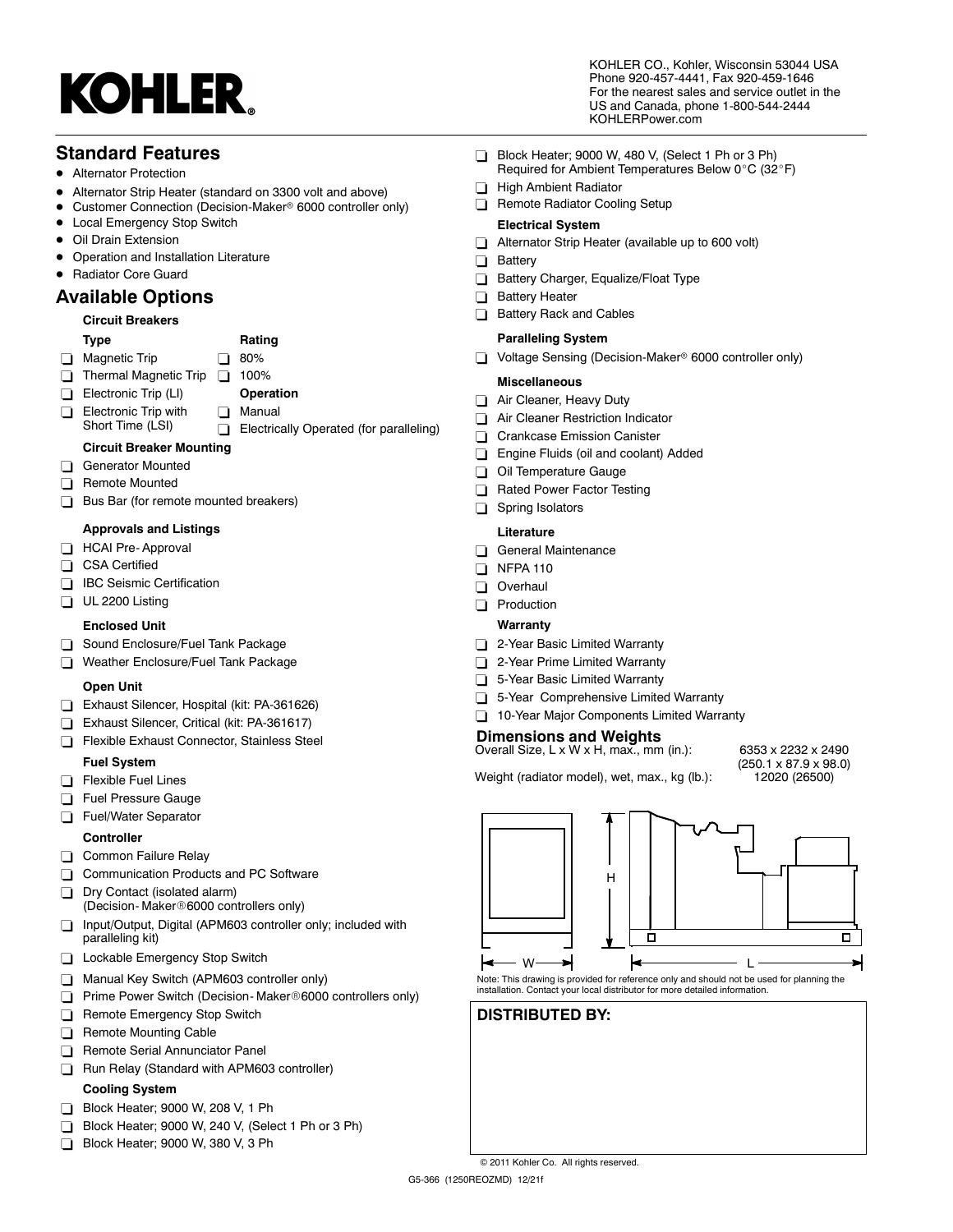KOHLER CO., Kohler, Wisconsin 53044 USA
Phone 920-457-4441, Fax 920-459-1646
For the nearest sales and service outlet in the US and Canada, phone 1-800-544-2444
KOHLERPower.com

## Standard Features

- Alternator Protection
- Alternator Strip Heater (standard on 3300 volt and above)
- Customer Connection (Decision-Maker® 6000 controller only)
- Local Emergency Stop Switch
- Oil Drain Extension
- Operation and Installation Literature
- Radiator Core Guard

## Available Options

### Circuit Breakers

**Type**

- ❑ Magnetic Trip
- ❑ Thermal Magnetic Trip
- ❑ Electronic Trip (LI)
- ❑ Electronic Trip with Short Time (LSI)

**Rating**

- ❑ 80%
- ❑ 100%

**Operation**

- ❑ Manual
- ❑ Electrically Operated (for paralleling)

### Circuit Breaker Mounting

- ❑ Generator Mounted
- ❑ Remote Mounted
- ❑ Bus Bar (for remote mounted breakers)

### Approvals and Listings

- ❑ HCAI Pre-Approval
- ❑ CSA Certified
- ❑ IBC Seismic Certification
- ❑ UL 2200 Listing

### Enclosed Unit

- ❑ Sound Enclosure/Fuel Tank Package
- ❑ Weather Enclosure/Fuel Tank Package

### Open Unit

- ❑ Exhaust Silencer, Hospital (kit: PA-361626)
- ❑ Exhaust Silencer, Critical (kit: PA-361617)
- ❑ Flexible Exhaust Connector, Stainless Steel

### Fuel System

- ❑ Flexible Fuel Lines
- ❑ Fuel Pressure Gauge
- ❑ Fuel/Water Separator

### Controller

- ❑ Common Failure Relay
- ❑ Communication Products and PC Software
- ❑ Dry Contact (isolated alarm) (Decision-Maker® 6000 controllers only)
- ❑ Input/Output, Digital (APM603 controller only; included with paralleling kit)
- ❑ Lockable Emergency Stop Switch
- ❑ Manual Key Switch (APM603 controller only)
- ❑ Prime Power Switch (Decision-Maker® 6000 controllers only)
- ❑ Remote Emergency Stop Switch
- ❑ Remote Mounting Cable
- ❑ Remote Serial Annunciator Panel
- ❑ Run Relay (Standard with APM603 controller)

### Cooling System

- ❑ Block Heater; 9000 W, 208 V, 1 Ph
- ❑ Block Heater; 9000 W, 240 V, (Select 1 Ph or 3 Ph)
- ❑ Block Heater; 9000 W, 380 V, 3 Ph
- ❑ Block Heater; 9000 W, 480 V, (Select 1 Ph or 3 Ph) Required for Ambient Temperatures Below 0°C (32°F)
- ❑ High Ambient Radiator
- ❑ Remote Radiator Cooling Setup

### Electrical System

- ❑ Alternator Strip Heater (available up to 600 volt)
- ❑ Battery
- ❑ Battery Charger, Equalize/Float Type
- ❑ Battery Heater
- ❑ Battery Rack and Cables

### Paralleling System

- ❑ Voltage Sensing (Decision-Maker® 6000 controller only)

### Miscellaneous

- ❑ Air Cleaner, Heavy Duty
- ❑ Air Cleaner Restriction Indicator
- ❑ Crankcase Emission Canister
- ❑ Engine Fluids (oil and coolant) Added
- ❑ Oil Temperature Gauge
- ❑ Rated Power Factor Testing
- ❑ Spring Isolators

### Literature

- ❑ General Maintenance
- ❑ NFPA 110
- ❑ Overhaul
- ❑ Production

### Warranty

- ❑ 2-Year Basic Limited Warranty
- ❑ 2-Year Prime Limited Warranty
- ❑ 5-Year Basic Limited Warranty
- ❑ 5-Year Comprehensive Limited Warranty
- ❑ 10-Year Major Components Limited Warranty

## Dimensions and Weights

| | |
|---|---|
| Overall Size, L x W x H, max., mm (in.): | 6353 x 2232 x 2490 (250.1 x 87.9 x 98.0) |
| Weight (radiator model), wet, max., kg (lb.): | 12020 (26500) |

H
W
L

Note: This drawing is provided for reference only and should not be used for planning the installation. Contact your local distributor for more detailed information.

**DISTRIBUTED BY:**

© 2011 Kohler Co. All rights reserved.

G5-366 (1250REOZMD) 12/21f